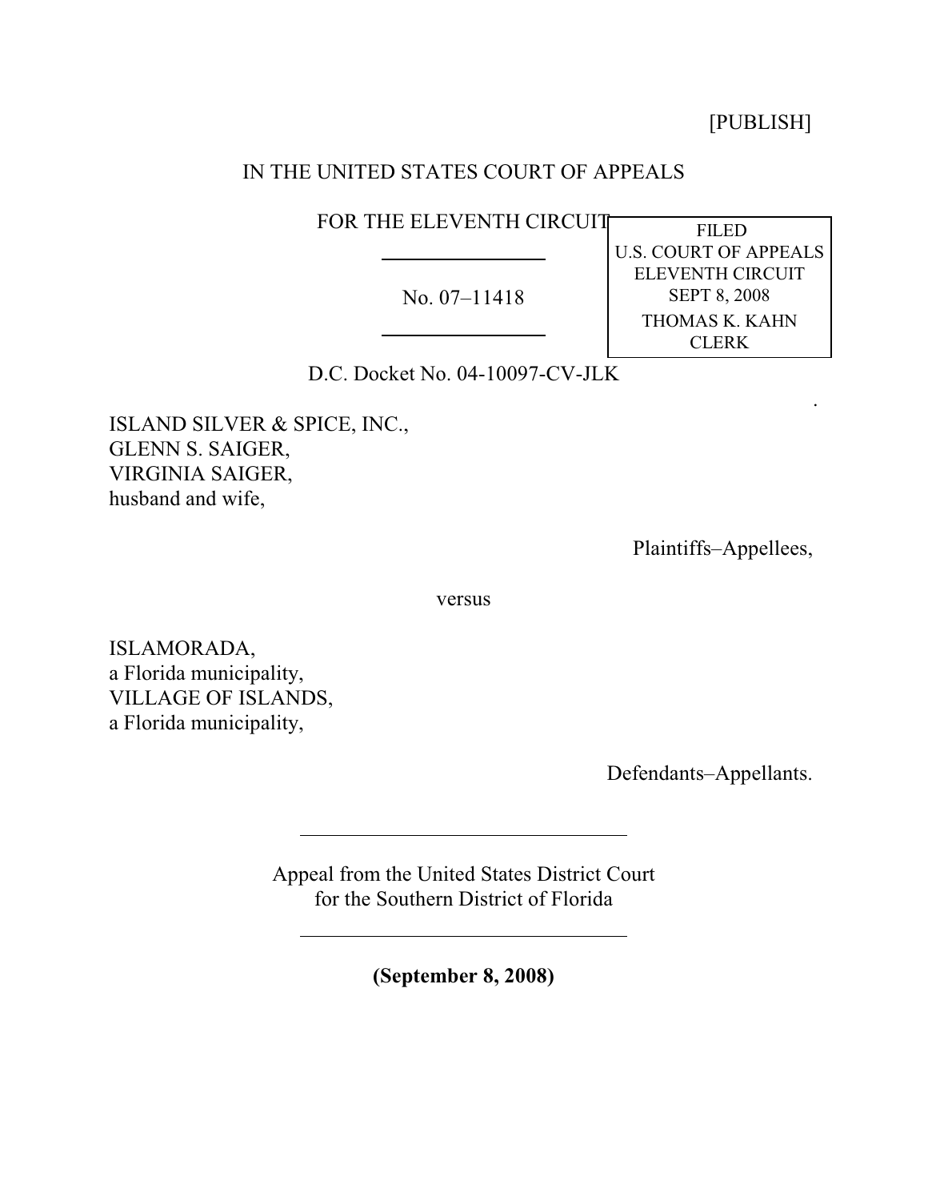[PUBLISH]

IN THE UNITED STATES COURT OF APPEALS

FOR THE ELEVENTH CIRCUIT

No. 07–11418

FILED
U.S. COURT OF APPEALS
ELEVENTH CIRCUIT
SEPT 8, 2008
THOMAS K. KAHN
CLERK

D.C. Docket No. 04-10097-CV-JLK

ISLAND SILVER & SPICE, INC.,
GLENN S. SAIGER,
VIRGINIA SAIGER,
husband and wife,

Plaintiffs–Appellees,

versus

ISLAMORADA,
a Florida municipality,
VILLAGE OF ISLANDS,
a Florida municipality,

Defendants–Appellants.

Appeal from the United States District Court
for the Southern District of Florida

**(September 8, 2008)**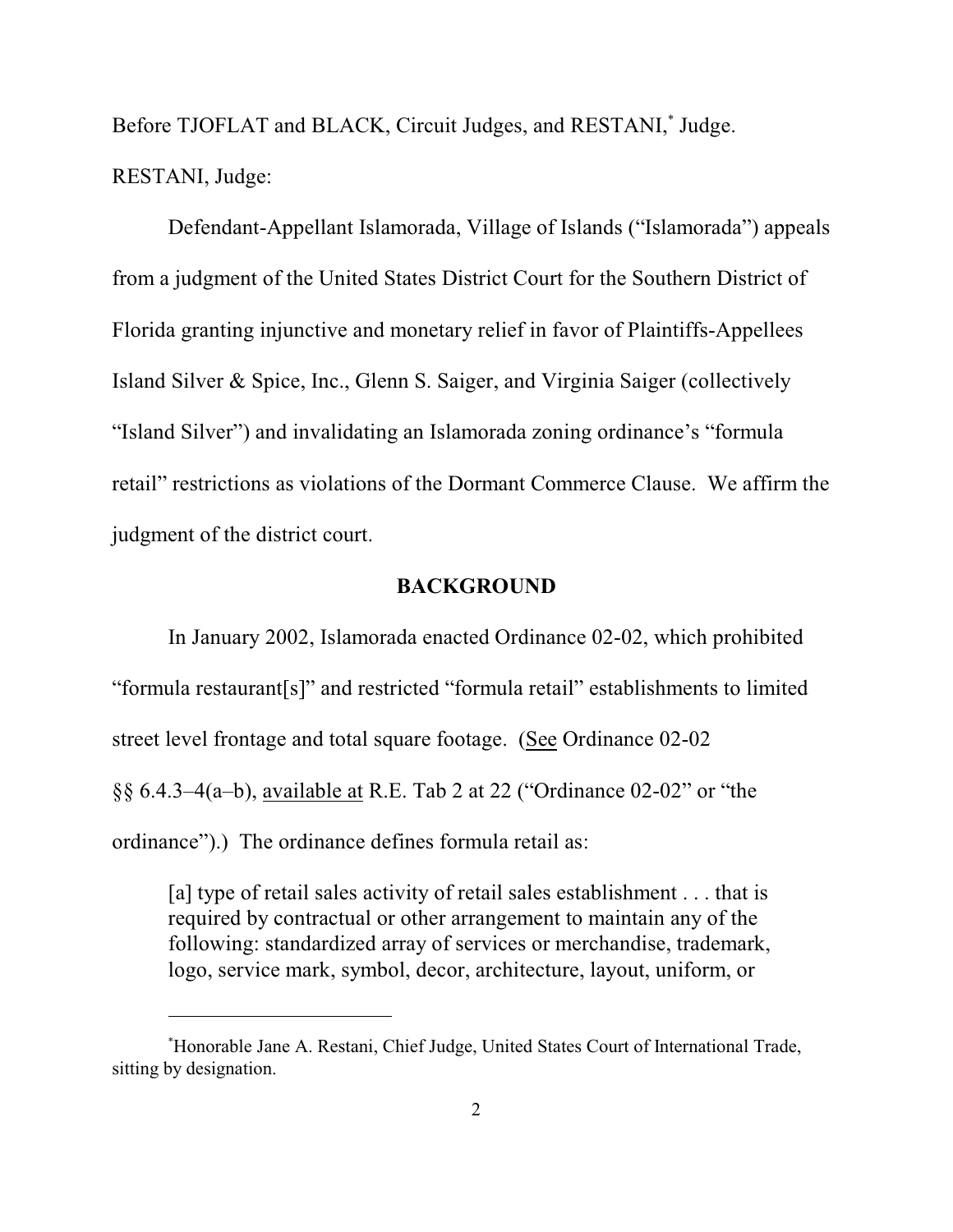Before TJOFLAT and BLACK, Circuit Judges, and RESTANI,[*] Judge.

RESTANI, Judge:

Defendant-Appellant Islamorada, Village of Islands ("Islamorada") appeals from a judgment of the United States District Court for the Southern District of Florida granting injunctive and monetary relief in favor of Plaintiffs-Appellees Island Silver & Spice, Inc., Glenn S. Saiger, and Virginia Saiger (collectively "Island Silver") and invalidating an Islamorada zoning ordinance's "formula retail" restrictions as violations of the Dormant Commerce Clause. We affirm the judgment of the district court.

## BACKGROUND

In January 2002, Islamorada enacted Ordinance 02-02, which prohibited "formula restaurant[s]" and restricted "formula retail" establishments to limited street level frontage and total square footage. (See Ordinance 02-02 §§ 6.4.3–4(a–b), available at R.E. Tab 2 at 22 ("Ordinance 02-02" or "the ordinance").) The ordinance defines formula retail as:

> [a] type of retail sales activity of retail sales establishment . . . that is required by contractual or other arrangement to maintain any of the following: standardized array of services or merchandise, trademark, logo, service mark, symbol, decor, architecture, layout, uniform, or

---

[*] Honorable Jane A. Restani, Chief Judge, United States Court of International Trade, sitting by designation.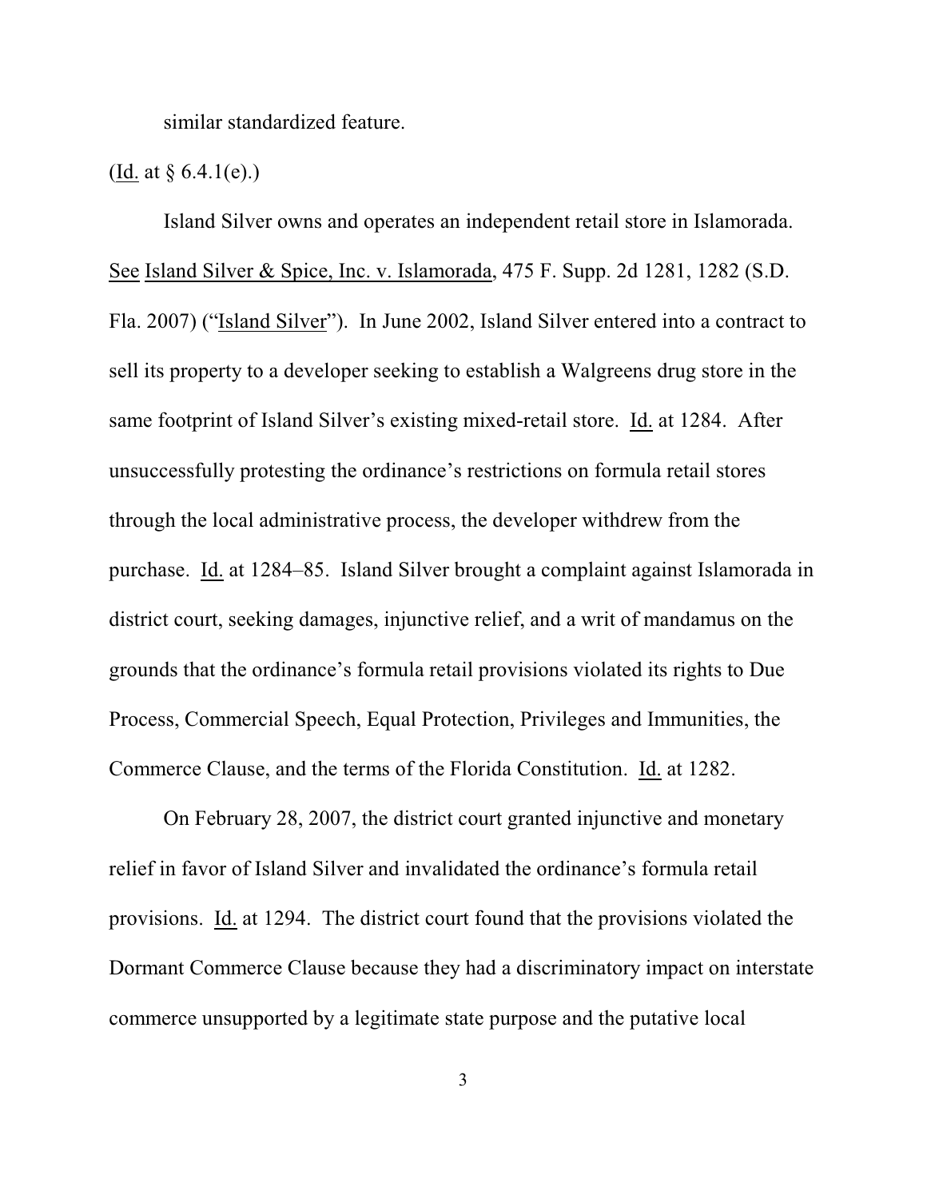similar standardized feature.

(Id. at § 6.4.1(e).)

Island Silver owns and operates an independent retail store in Islamorada. See Island Silver & Spice, Inc. v. Islamorada, 475 F. Supp. 2d 1281, 1282 (S.D. Fla. 2007) ("Island Silver"). In June 2002, Island Silver entered into a contract to sell its property to a developer seeking to establish a Walgreens drug store in the same footprint of Island Silver's existing mixed-retail store. Id. at 1284. After unsuccessfully protesting the ordinance's restrictions on formula retail stores through the local administrative process, the developer withdrew from the purchase. Id. at 1284–85. Island Silver brought a complaint against Islamorada in district court, seeking damages, injunctive relief, and a writ of mandamus on the grounds that the ordinance's formula retail provisions violated its rights to Due Process, Commercial Speech, Equal Protection, Privileges and Immunities, the Commerce Clause, and the terms of the Florida Constitution. Id. at 1282.

On February 28, 2007, the district court granted injunctive and monetary relief in favor of Island Silver and invalidated the ordinance's formula retail provisions. Id. at 1294. The district court found that the provisions violated the Dormant Commerce Clause because they had a discriminatory impact on interstate commerce unsupported by a legitimate state purpose and the putative local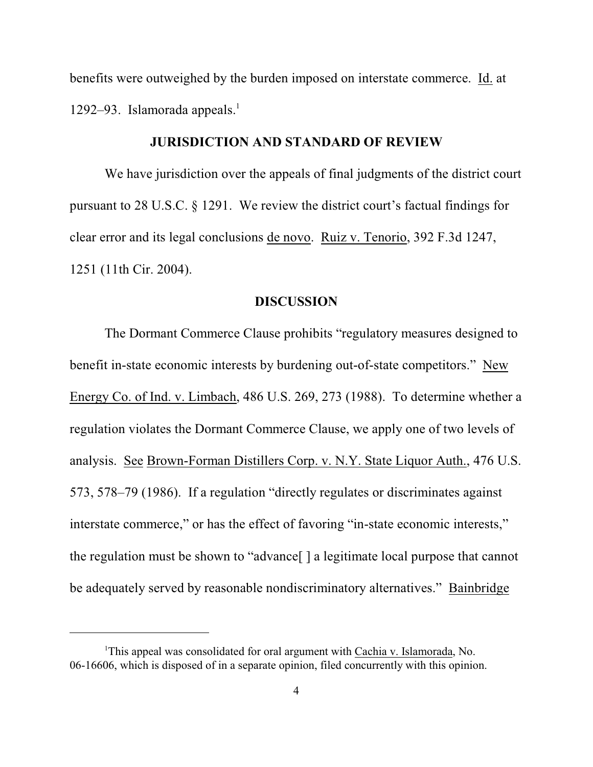benefits were outweighed by the burden imposed on interstate commerce. Id. at 1292–93. Islamorada appeals.[1]

## JURISDICTION AND STANDARD OF REVIEW

We have jurisdiction over the appeals of final judgments of the district court pursuant to 28 U.S.C. § 1291. We review the district court's factual findings for clear error and its legal conclusions de novo. Ruiz v. Tenorio, 392 F.3d 1247, 1251 (11th Cir. 2004).

## DISCUSSION

The Dormant Commerce Clause prohibits "regulatory measures designed to benefit in-state economic interests by burdening out-of-state competitors." New Energy Co. of Ind. v. Limbach, 486 U.S. 269, 273 (1988). To determine whether a regulation violates the Dormant Commerce Clause, we apply one of two levels of analysis. See Brown-Forman Distillers Corp. v. N.Y. State Liquor Auth., 476 U.S. 573, 578–79 (1986). If a regulation "directly regulates or discriminates against interstate commerce," or has the effect of favoring "in-state economic interests," the regulation must be shown to "advance[ ] a legitimate local purpose that cannot be adequately served by reasonable nondiscriminatory alternatives." Bainbridge

[1] This appeal was consolidated for oral argument with Cachia v. Islamorada, No. 06-16606, which is disposed of in a separate opinion, filed concurrently with this opinion.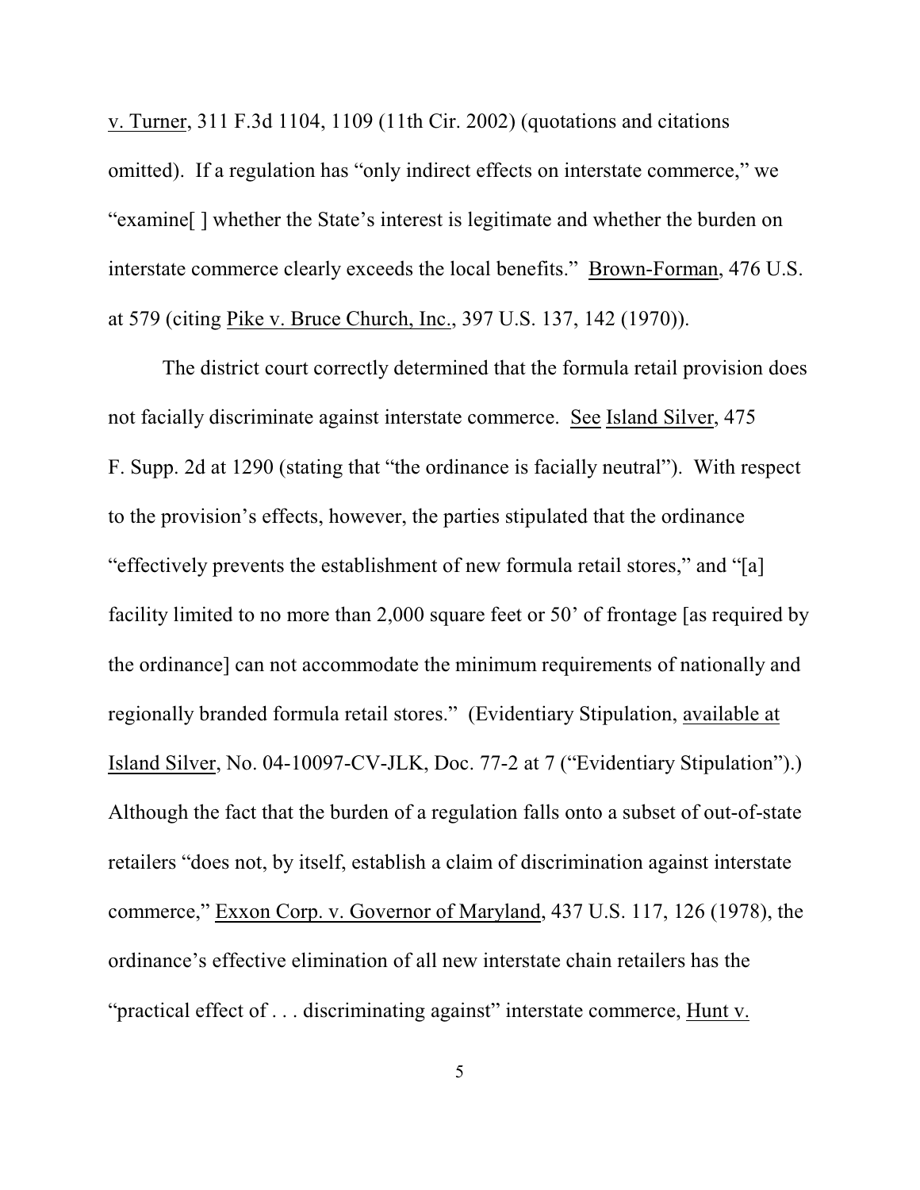v. Turner, 311 F.3d 1104, 1109 (11th Cir. 2002) (quotations and citations omitted). If a regulation has "only indirect effects on interstate commerce," we "examine[ ] whether the State's interest is legitimate and whether the burden on interstate commerce clearly exceeds the local benefits." Brown-Forman, 476 U.S. at 579 (citing Pike v. Bruce Church, Inc., 397 U.S. 137, 142 (1970)).

The district court correctly determined that the formula retail provision does not facially discriminate against interstate commerce. See Island Silver, 475 F. Supp. 2d at 1290 (stating that "the ordinance is facially neutral"). With respect to the provision's effects, however, the parties stipulated that the ordinance "effectively prevents the establishment of new formula retail stores," and "[a] facility limited to no more than 2,000 square feet or 50' of frontage [as required by the ordinance] can not accommodate the minimum requirements of nationally and regionally branded formula retail stores." (Evidentiary Stipulation, available at Island Silver, No. 04-10097-CV-JLK, Doc. 77-2 at 7 ("Evidentiary Stipulation").) Although the fact that the burden of a regulation falls onto a subset of out-of-state retailers "does not, by itself, establish a claim of discrimination against interstate commerce," Exxon Corp. v. Governor of Maryland, 437 U.S. 117, 126 (1978), the ordinance's effective elimination of all new interstate chain retailers has the "practical effect of . . . discriminating against" interstate commerce, Hunt v.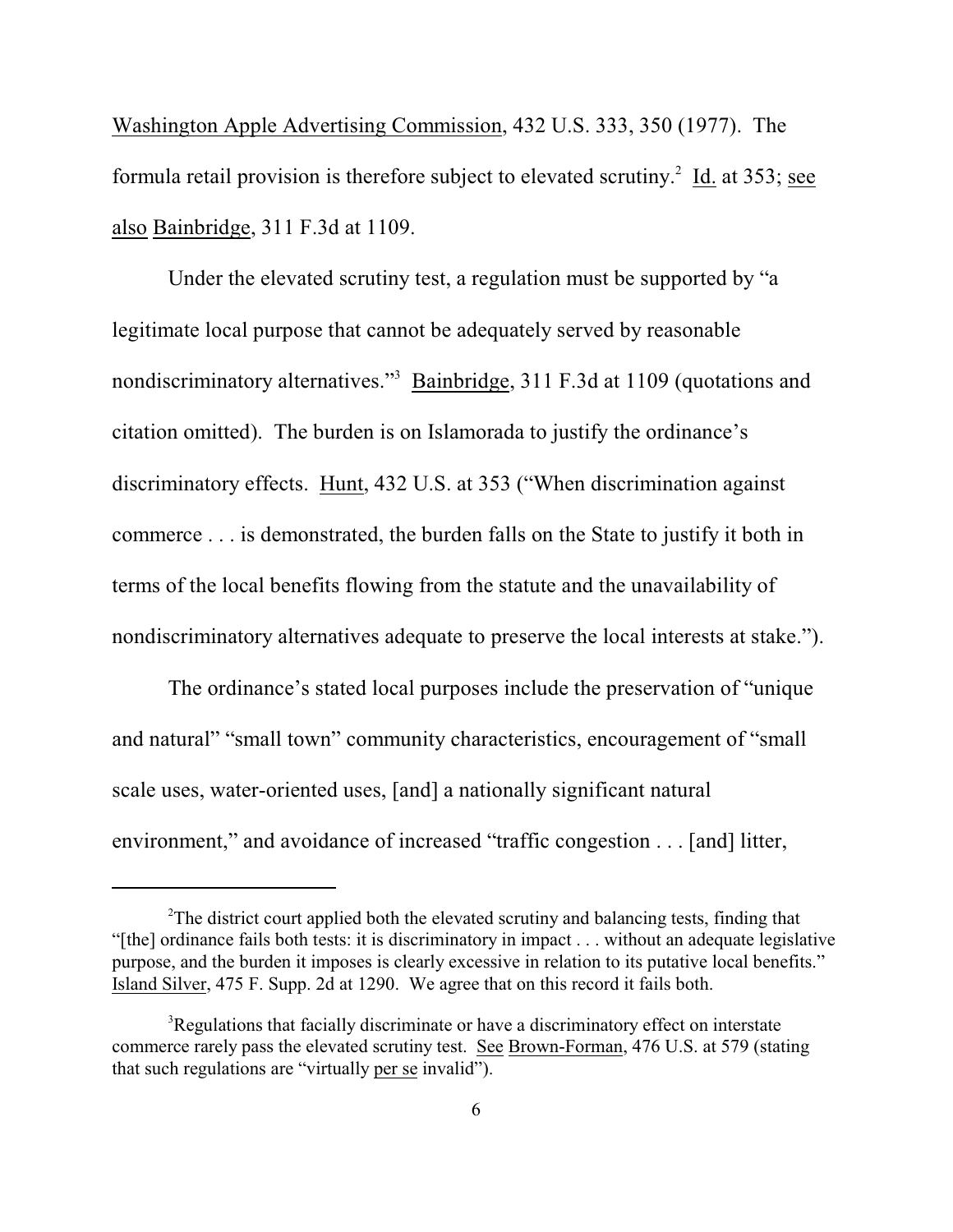Washington Apple Advertising Commission, 432 U.S. 333, 350 (1977). The formula retail provision is therefore subject to elevated scrutiny.[2] Id. at 353; see also Bainbridge, 311 F.3d at 1109.

Under the elevated scrutiny test, a regulation must be supported by "a legitimate local purpose that cannot be adequately served by reasonable nondiscriminatory alternatives."[3] Bainbridge, 311 F.3d at 1109 (quotations and citation omitted). The burden is on Islamorada to justify the ordinance's discriminatory effects. Hunt, 432 U.S. at 353 ("When discrimination against commerce . . . is demonstrated, the burden falls on the State to justify it both in terms of the local benefits flowing from the statute and the unavailability of nondiscriminatory alternatives adequate to preserve the local interests at stake.").

The ordinance's stated local purposes include the preservation of "unique and natural" "small town" community characteristics, encouragement of "small scale uses, water-oriented uses, [and] a nationally significant natural environment," and avoidance of increased "traffic congestion . . . [and] litter,

---

[2] The district court applied both the elevated scrutiny and balancing tests, finding that "[the] ordinance fails both tests: it is discriminatory in impact . . . without an adequate legislative purpose, and the burden it imposes is clearly excessive in relation to its putative local benefits." Island Silver, 475 F. Supp. 2d at 1290. We agree that on this record it fails both.

[3] Regulations that facially discriminate or have a discriminatory effect on interstate commerce rarely pass the elevated scrutiny test. See Brown-Forman, 476 U.S. at 579 (stating that such regulations are "virtually per se invalid").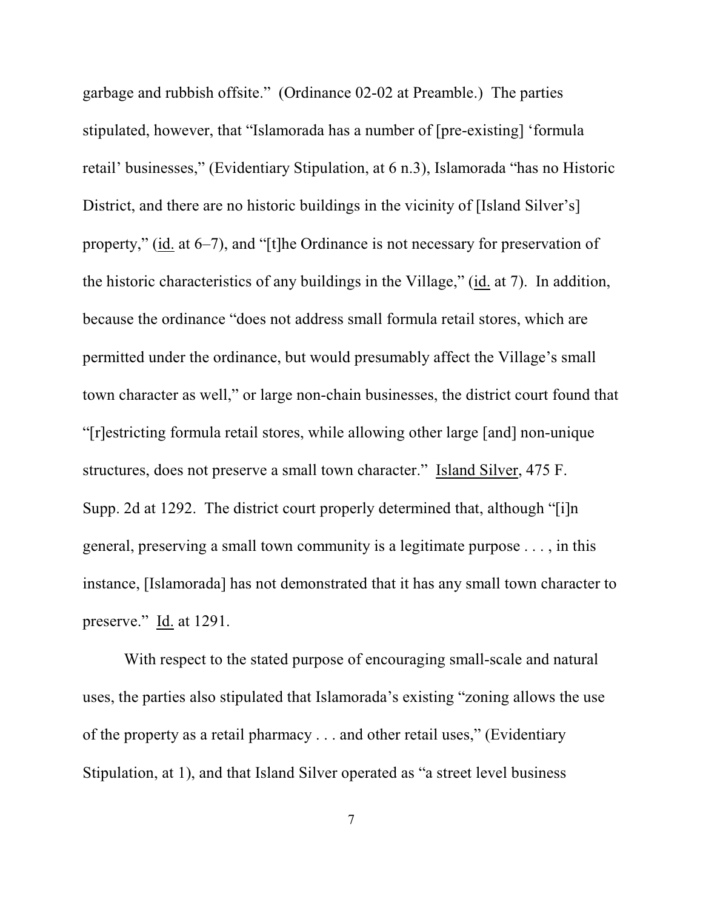garbage and rubbish offsite." (Ordinance 02-02 at Preamble.) The parties stipulated, however, that "Islamorada has a number of [pre-existing] 'formula retail' businesses," (Evidentiary Stipulation, at 6 n.3), Islamorada "has no Historic District, and there are no historic buildings in the vicinity of [Island Silver's] property," (id. at 6–7), and "[t]he Ordinance is not necessary for preservation of the historic characteristics of any buildings in the Village," (id. at 7). In addition, because the ordinance "does not address small formula retail stores, which are permitted under the ordinance, but would presumably affect the Village's small town character as well," or large non-chain businesses, the district court found that "[r]estricting formula retail stores, while allowing other large [and] non-unique structures, does not preserve a small town character." Island Silver, 475 F. Supp. 2d at 1292. The district court properly determined that, although "[i]n general, preserving a small town community is a legitimate purpose . . . , in this instance, [Islamorada] has not demonstrated that it has any small town character to preserve." Id. at 1291.

With respect to the stated purpose of encouraging small-scale and natural uses, the parties also stipulated that Islamorada's existing "zoning allows the use of the property as a retail pharmacy . . . and other retail uses," (Evidentiary Stipulation, at 1), and that Island Silver operated as "a street level business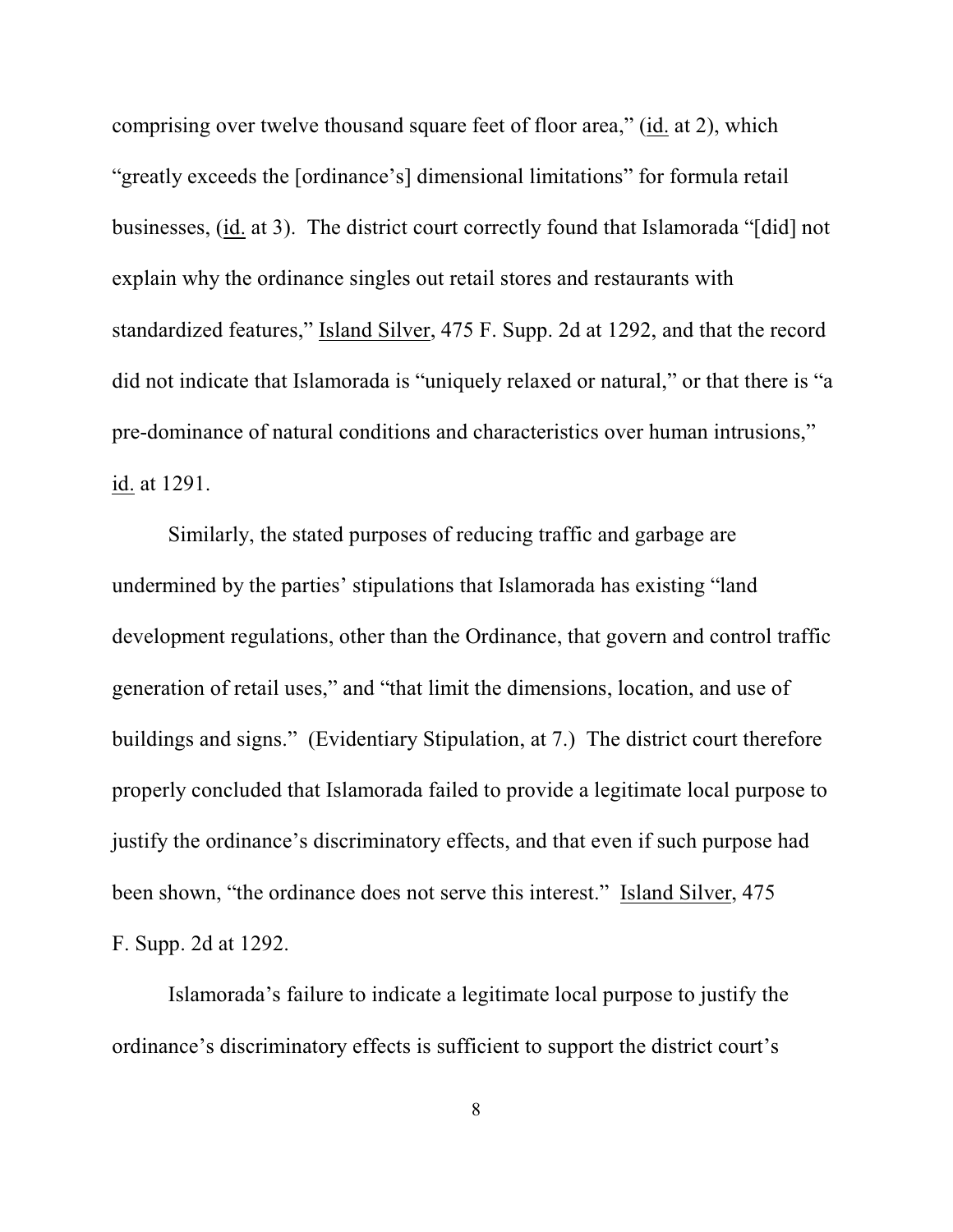comprising over twelve thousand square feet of floor area," (id. at 2), which "greatly exceeds the [ordinance's] dimensional limitations" for formula retail businesses, (id. at 3). The district court correctly found that Islamorada "[did] not explain why the ordinance singles out retail stores and restaurants with standardized features," Island Silver, 475 F. Supp. 2d at 1292, and that the record did not indicate that Islamorada is "uniquely relaxed or natural," or that there is "a pre-dominance of natural conditions and characteristics over human intrusions," id. at 1291.

Similarly, the stated purposes of reducing traffic and garbage are undermined by the parties' stipulations that Islamorada has existing "land development regulations, other than the Ordinance, that govern and control traffic generation of retail uses," and "that limit the dimensions, location, and use of buildings and signs." (Evidentiary Stipulation, at 7.) The district court therefore properly concluded that Islamorada failed to provide a legitimate local purpose to justify the ordinance's discriminatory effects, and that even if such purpose had been shown, "the ordinance does not serve this interest." Island Silver, 475 F. Supp. 2d at 1292.

Islamorada's failure to indicate a legitimate local purpose to justify the ordinance's discriminatory effects is sufficient to support the district court's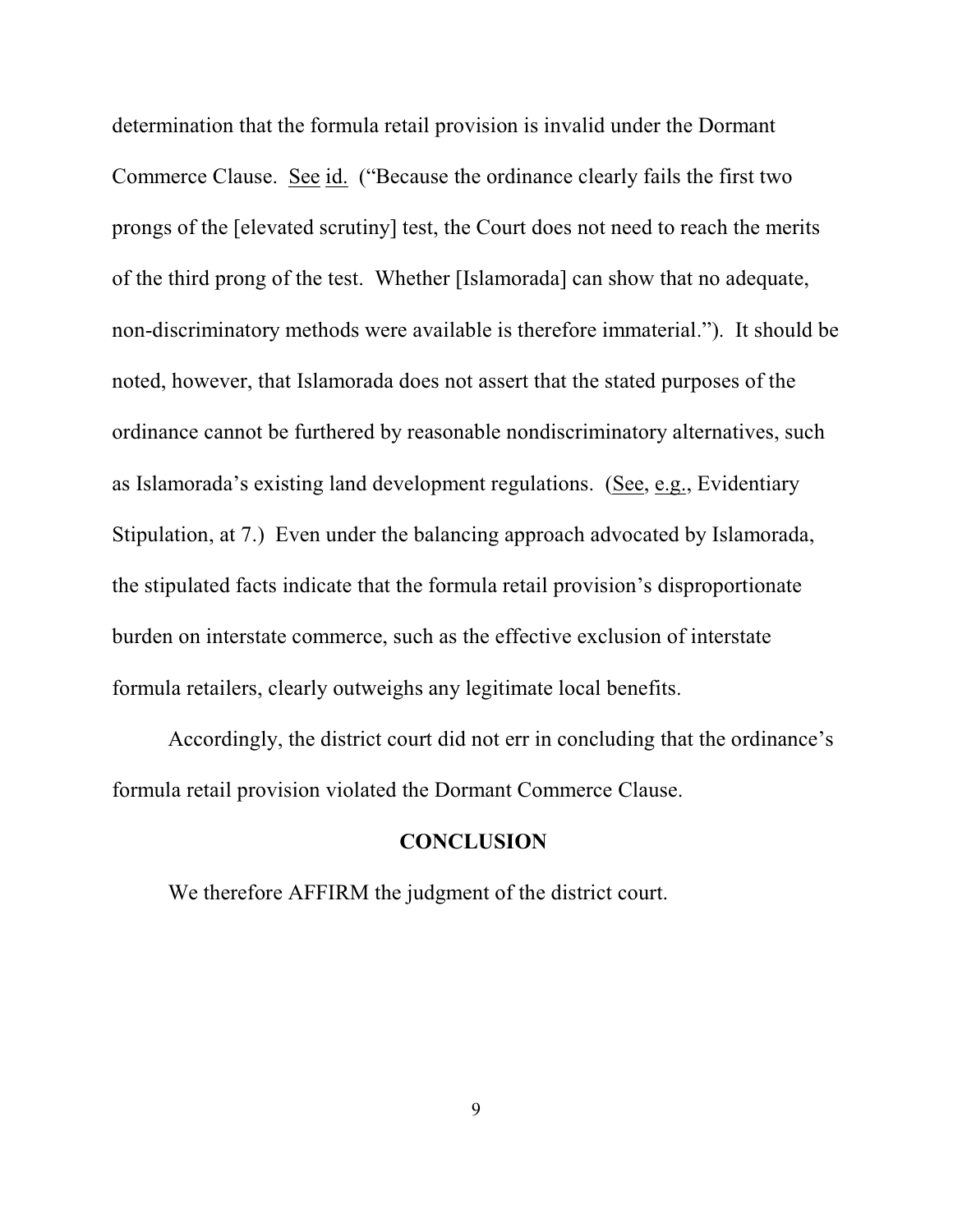determination that the formula retail provision is invalid under the Dormant Commerce Clause. See id. ("Because the ordinance clearly fails the first two prongs of the [elevated scrutiny] test, the Court does not need to reach the merits of the third prong of the test. Whether [Islamorada] can show that no adequate, non-discriminatory methods were available is therefore immaterial."). It should be noted, however, that Islamorada does not assert that the stated purposes of the ordinance cannot be furthered by reasonable nondiscriminatory alternatives, such as Islamorada's existing land development regulations. (See, e.g., Evidentiary Stipulation, at 7.) Even under the balancing approach advocated by Islamorada, the stipulated facts indicate that the formula retail provision's disproportionate burden on interstate commerce, such as the effective exclusion of interstate formula retailers, clearly outweighs any legitimate local benefits.

Accordingly, the district court did not err in concluding that the ordinance's formula retail provision violated the Dormant Commerce Clause.

## CONCLUSION

We therefore AFFIRM the judgment of the district court.